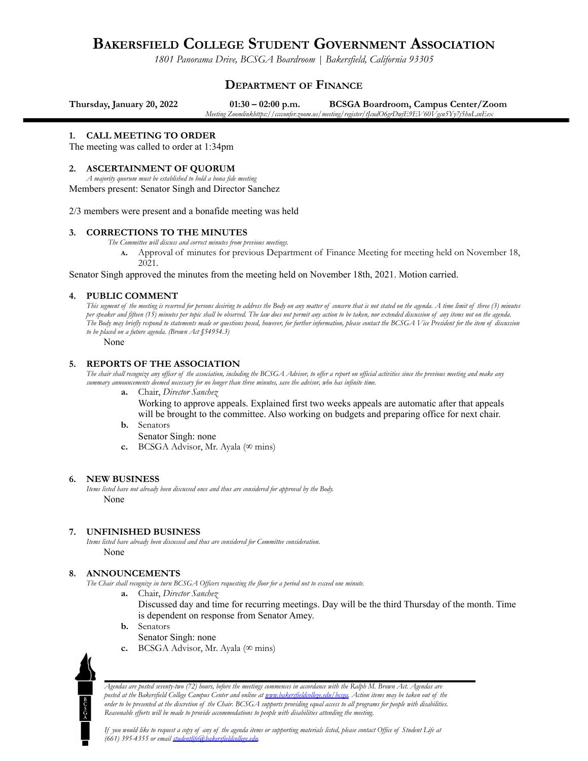# Bakersfield College Student Government Association

*1801 Panorama Drive, BCSGA Boardroom | Bakersfield, California 93305*

## Department of Finance

**Thursday, January 20, 2022** **01:30 – 02:00 p.m.** **BCSGA Boardroom, Campus Center/Zoom**

*Meeting Zoomlinkhttps://cccconfer.zoom.us/meeting/register/tJcudO6grDwjE9EV60Vgcn5Yy7j5huLsnEex*

### 1. CALL MEETING TO ORDER

The meeting was called to order at 1:34pm

### 2. ASCERTAINMENT OF QUORUM

*A majority quorum must be established to hold a bona fide meeting*

Members present: Senator Singh and Director Sanchez

2/3 members were present and a bonafide meeting was held

### 3. CORRECTIONS TO THE MINUTES

*The Committee will discuss and correct minutes from previous meetings.*

- **A.** Approval of minutes for previous Department of Finance Meeting for meeting held on November 18, 2021.

Senator Singh approved the minutes from the meeting held on November 18th, 2021. Motion carried.

### 4. PUBLIC COMMENT

*This segment of the meeting is reserved for persons desiring to address the Body on any matter of concern that is not stated on the agenda. A time limit of three (3) minutes per speaker and fifteen (15) minutes per topic shall be observed. The law does not permit any action to be taken, nor extended discussion of any items not on the agenda. The Body may briefly respond to statements made or questions posed, however, for further information, please contact the BCSGA Vice President for the item of discussion to be placed on a future agenda. (Brown Act §54954.3)*

None

### 5. REPORTS OF THE ASSOCIATION

*The chair shall recognize any officer of the association, including the BCSGA Advisor, to offer a report on official activities since the previous meeting and make any summary announcements deemed necessary for no longer than three minutes, save the advisor, who has infinite time.*

- **a.** Chair, *Director Sanchez*

  Working to approve appeals. Explained first two weeks appeals are automatic after that appeals will be brought to the committee. Also working on budgets and preparing office for next chair.
- **b.** Senators

  Senator Singh: none
- **c.** BCSGA Advisor, Mr. Ayala (∞ mins)

### 6. NEW BUSINESS

*Items listed have not already been discussed once and thus are considered for approval by the Body.*

None

### 7. UNFINISHED BUSINESS

*Items listed have already been discussed and thus are considered for Committee consideration.*

None

### 8. ANNOUNCEMENTS

*The Chair shall recognize in turn BCSGA Officers requesting the floor for a period not to exceed one minute.*

- **a.** Chair, *Director Sanchez*

  Discussed day and time for recurring meetings. Day will be the third Thursday of the month. Time is dependent on response from Senator Amey.
- **b.** Senators

  Senator Singh: none
- **c.** BCSGA Advisor, Mr. Ayala (∞ mins)

---

*Agendas are posted seventy-two (72) hours, before the meetings commences in accordance with the Ralph M. Brown Act. Agendas are posted at the Bakersfield College Campus Center and online at www.bakersfieldcollege.edu/bcsga. Action items may be taken out of the order to be presented at the discretion of the Chair. BCSGA supports providing equal access to all programs for people with disabilities. Reasonable efforts will be made to provide accommodations to people with disabilities attending the meeting.*

*If you would like to request a copy of any of the agenda items or supporting materials listed, please contact Office of Student Life at (661) 395-4355 or email studentlife@bakersfieldcollege.edu.*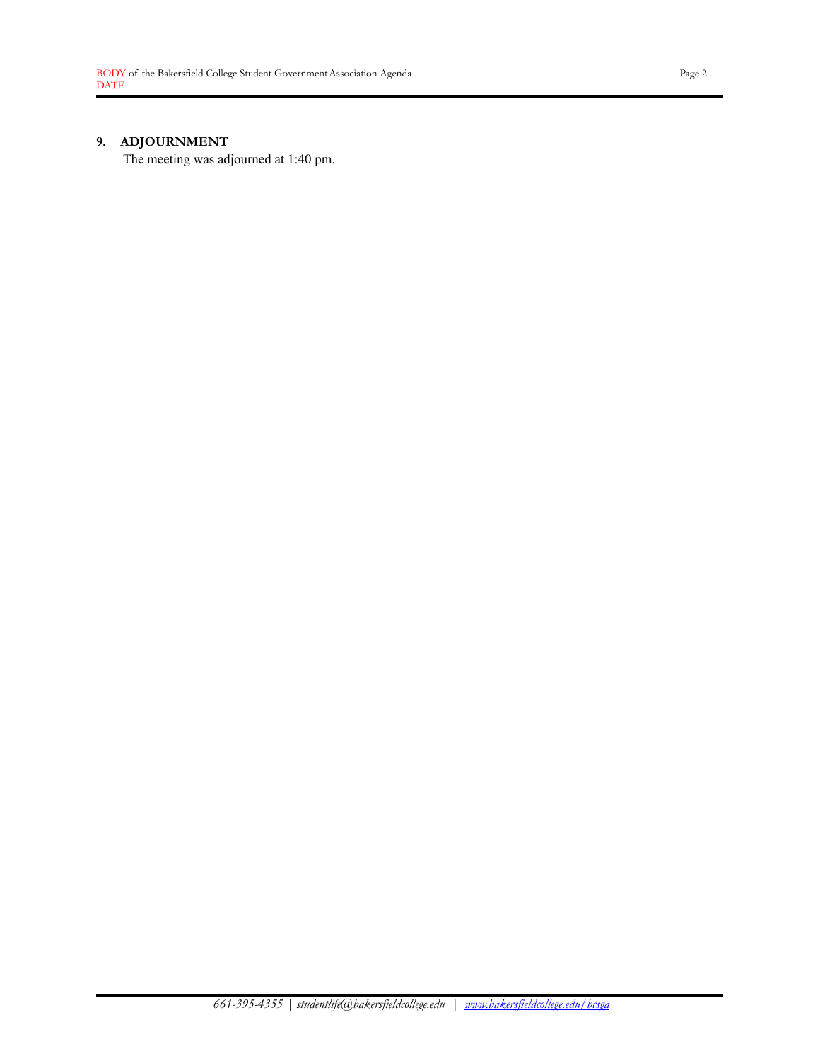## 9. ADJOURNMENT

The meeting was adjourned at 1:40 pm.